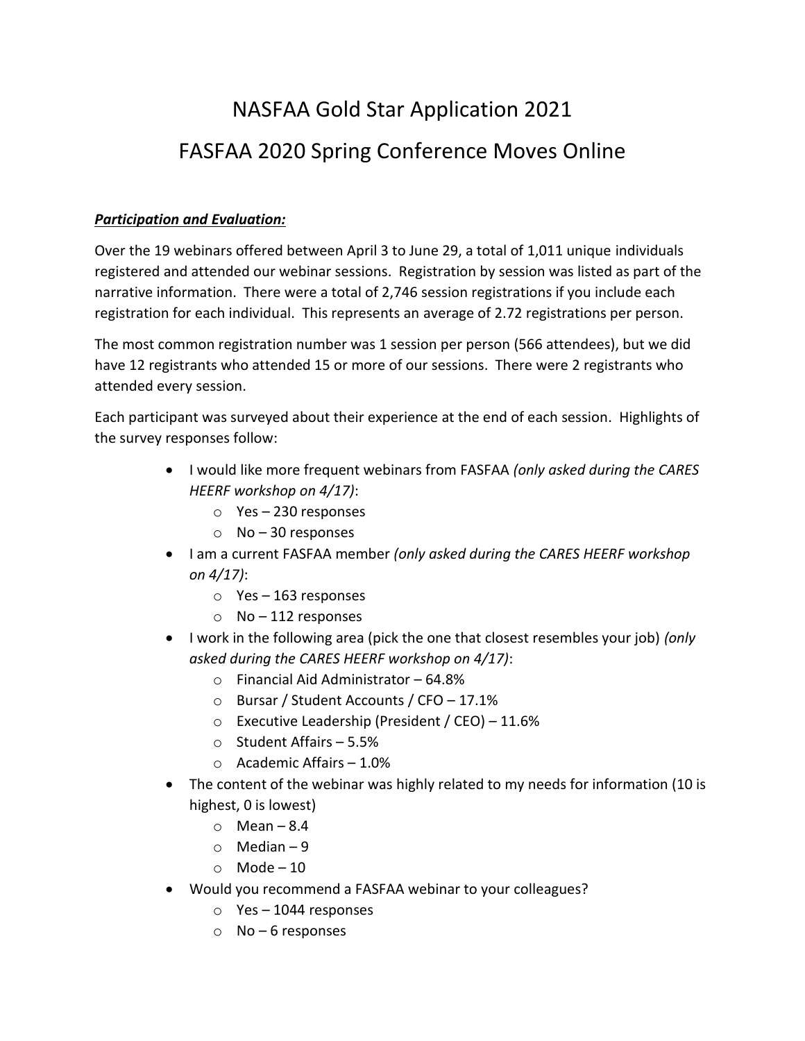# NASFAA Gold Star Application 2021

# FASFAA 2020 Spring Conference Moves Online

***Participation and Evaluation:***

Over the 19 webinars offered between April 3 to June 29, a total of 1,011 unique individuals registered and attended our webinar sessions. Registration by session was listed as part of the narrative information. There were a total of 2,746 session registrations if you include each registration for each individual. This represents an average of 2.72 registrations per person.

The most common registration number was 1 session per person (566 attendees), but we did have 12 registrants who attended 15 or more of our sessions. There were 2 registrants who attended every session.

Each participant was surveyed about their experience at the end of each session. Highlights of the survey responses follow:

- I would like more frequent webinars from FASFAA *(only asked during the CARES HEERF workshop on 4/17)*:
  - Yes – 230 responses
  - No – 30 responses
- I am a current FASFAA member *(only asked during the CARES HEERF workshop on 4/17)*:
  - Yes – 163 responses
  - No – 112 responses
- I work in the following area (pick the one that closest resembles your job) *(only asked during the CARES HEERF workshop on 4/17)*:
  - Financial Aid Administrator – 64.8%
  - Bursar / Student Accounts / CFO – 17.1%
  - Executive Leadership (President / CEO) – 11.6%
  - Student Affairs – 5.5%
  - Academic Affairs – 1.0%
- The content of the webinar was highly related to my needs for information (10 is highest, 0 is lowest)
  - Mean – 8.4
  - Median – 9
  - Mode – 10
- Would you recommend a FASFAA webinar to your colleagues?
  - Yes – 1044 responses
  - No – 6 responses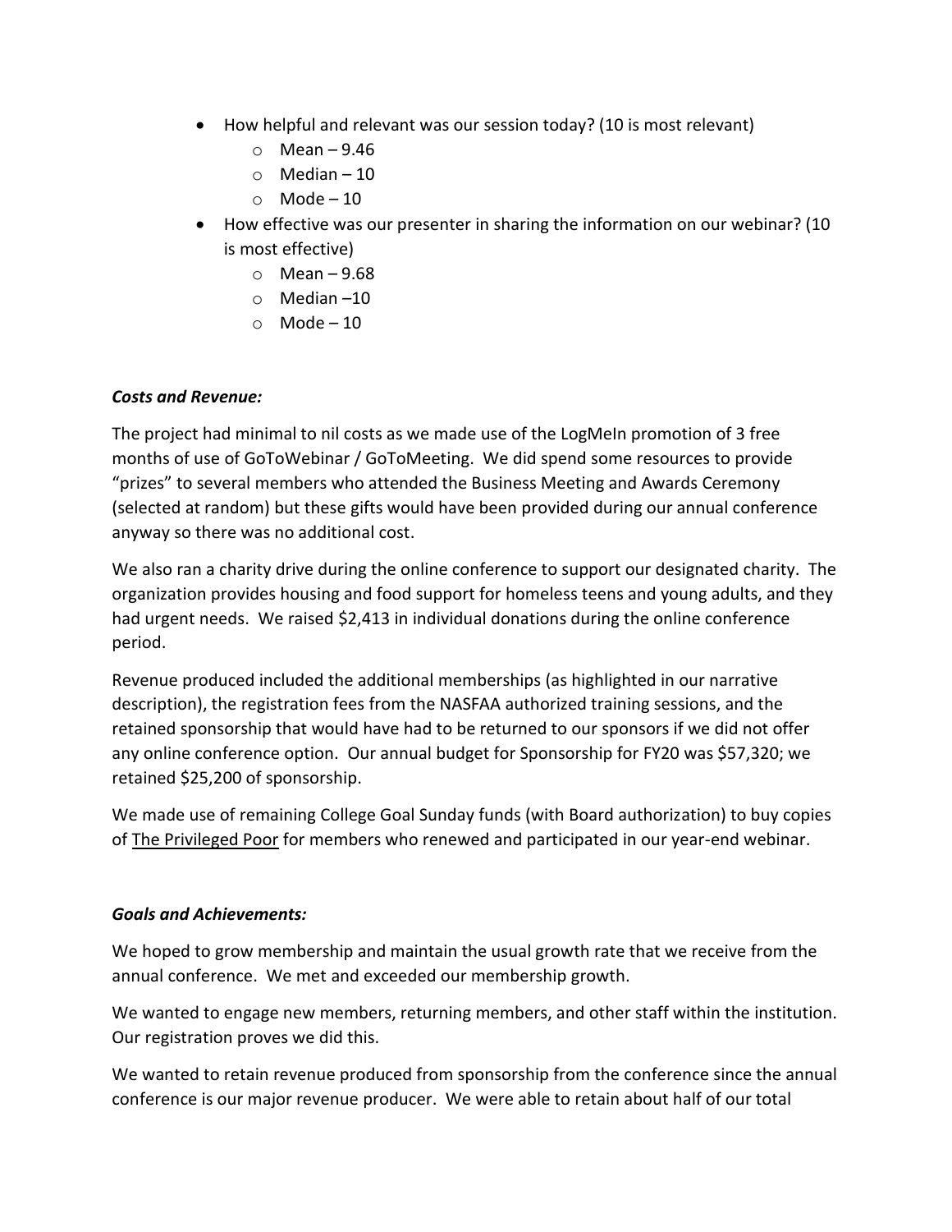- How helpful and relevant was our session today? (10 is most relevant)
  - Mean – 9.46
  - Median – 10
  - Mode – 10
- How effective was our presenter in sharing the information on our webinar? (10 is most effective)
  - Mean – 9.68
  - Median –10
  - Mode – 10

***Costs and Revenue:***

The project had minimal to nil costs as we made use of the LogMeIn promotion of 3 free months of use of GoToWebinar / GoToMeeting. We did spend some resources to provide "prizes" to several members who attended the Business Meeting and Awards Ceremony (selected at random) but these gifts would have been provided during our annual conference anyway so there was no additional cost.

We also ran a charity drive during the online conference to support our designated charity. The organization provides housing and food support for homeless teens and young adults, and they had urgent needs. We raised $2,413 in individual donations during the online conference period.

Revenue produced included the additional memberships (as highlighted in our narrative description), the registration fees from the NASFAA authorized training sessions, and the retained sponsorship that would have had to be returned to our sponsors if we did not offer any online conference option. Our annual budget for Sponsorship for FY20 was $57,320; we retained $25,200 of sponsorship.

We made use of remaining College Goal Sunday funds (with Board authorization) to buy copies of <u>The Privileged Poor</u> for members who renewed and participated in our year-end webinar.

***Goals and Achievements:***

We hoped to grow membership and maintain the usual growth rate that we receive from the annual conference. We met and exceeded our membership growth.

We wanted to engage new members, returning members, and other staff within the institution. Our registration proves we did this.

We wanted to retain revenue produced from sponsorship from the conference since the annual conference is our major revenue producer. We were able to retain about half of our total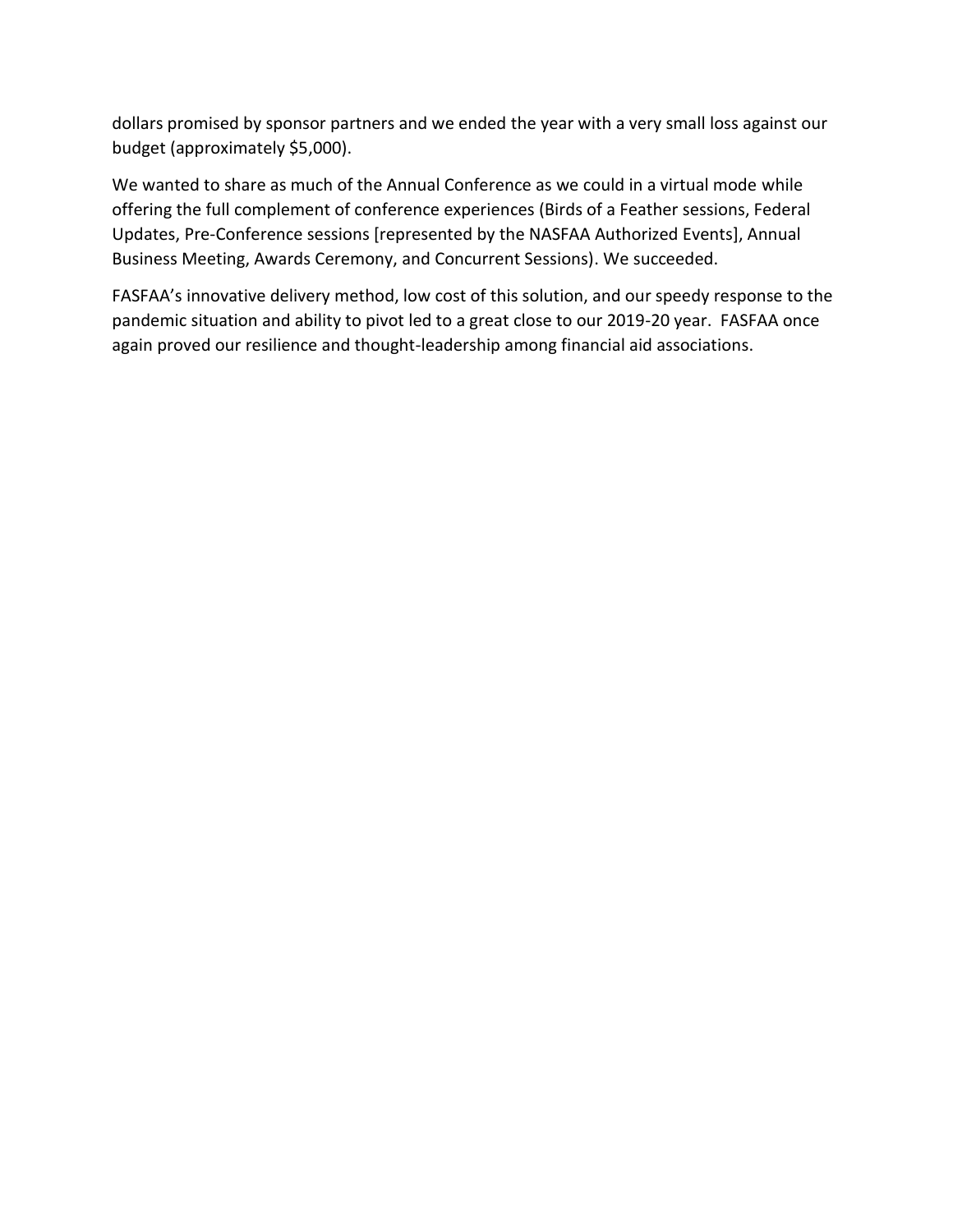dollars promised by sponsor partners and we ended the year with a very small loss against our budget (approximately $5,000).

We wanted to share as much of the Annual Conference as we could in a virtual mode while offering the full complement of conference experiences (Birds of a Feather sessions, Federal Updates, Pre-Conference sessions [represented by the NASFAA Authorized Events], Annual Business Meeting, Awards Ceremony, and Concurrent Sessions). We succeeded.

FASFAA's innovative delivery method, low cost of this solution, and our speedy response to the pandemic situation and ability to pivot led to a great close to our 2019-20 year. FASFAA once again proved our resilience and thought-leadership among financial aid associations.